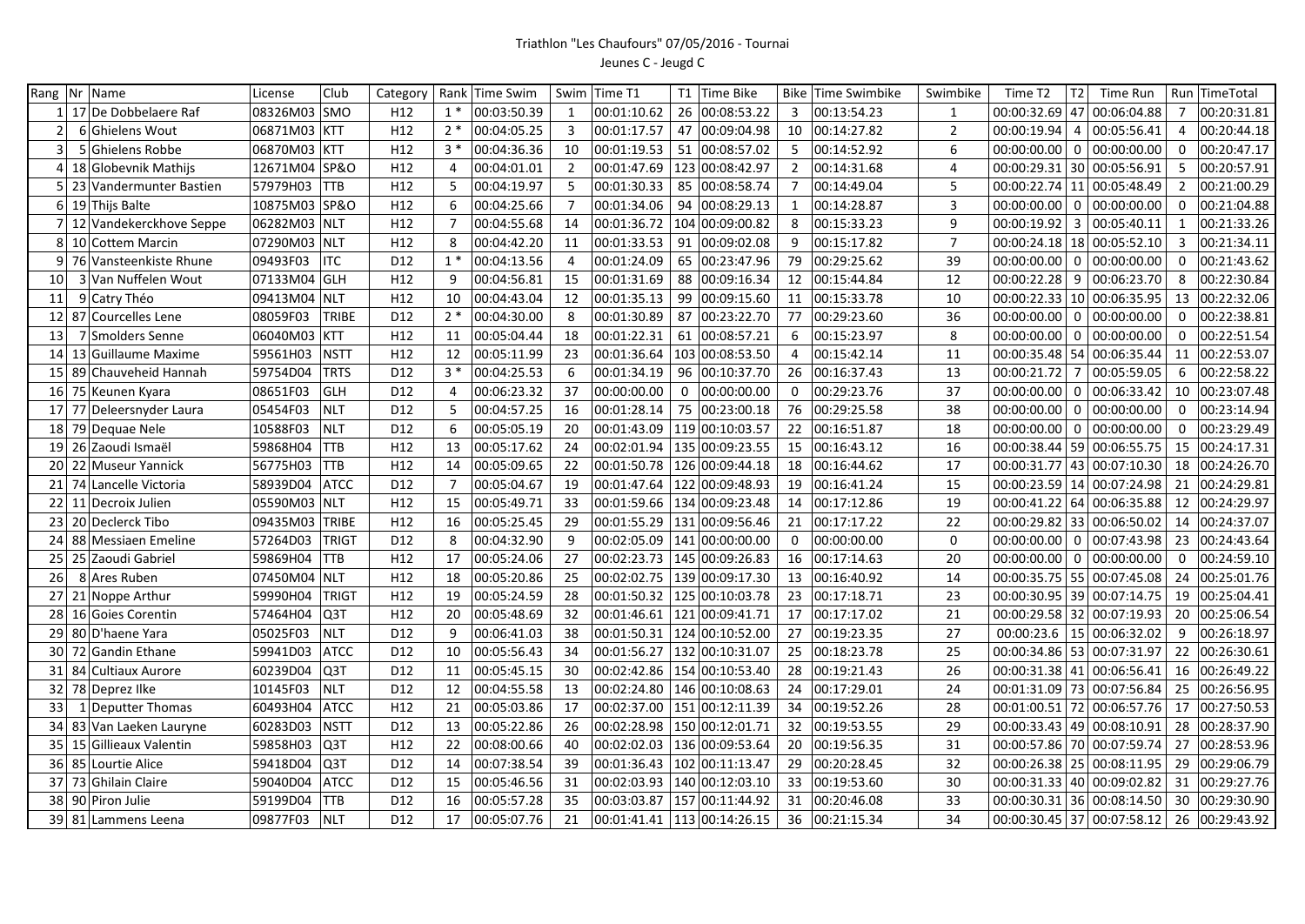Triathlon "Les Chaufours" 07/05/2016 - Tournai

Jeunes C - Jeugd C

| Rang | Nr | Name | License | Club | Category | Rank | Time Swim | Swim | Time T1 | T1 | Time Bike | Bike | Time Swimbike | Swimbike | Time T2 | T2 | Time Run | Run | TimeTotal |
|---|---|---|---|---|---|---|---|---|---|---|---|---|---|---|---|---|---|---|---|
| 1 | 17 | De Dobbelaere Raf | 08326M03 | SMO | H12 | 1 * | 00:03:50.39 | 1 | 00:01:10.62 | 26 | 00:08:53.22 | 3 | 00:13:54.23 | 1 | 00:00:32.69 | 47 | 00:06:04.88 | 7 | 00:20:31.81 |
| 2 | 6 | Ghielens Wout | 06871M03 | KTT | H12 | 2 * | 00:04:05.25 | 3 | 00:01:17.57 | 47 | 00:09:04.98 | 10 | 00:14:27.82 | 2 | 00:00:19.94 | 4 | 00:05:56.41 | 4 | 00:20:44.18 |
| 3 | 5 | Ghielens Robbe | 06870M03 | KTT | H12 | 3 * | 00:04:36.36 | 10 | 00:01:19.53 | 51 | 00:08:57.02 | 5 | 00:14:52.92 | 6 | 00:00:00.00 | 0 | 00:00:00.00 | 0 | 00:20:47.17 |
| 4 | 18 | Globevnik Mathijs | 12671M04 | SP&O | H12 | 4 | 00:04:01.01 | 2 | 00:01:47.69 | 123 | 00:08:42.97 | 2 | 00:14:31.68 | 4 | 00:00:29.31 | 30 | 00:05:56.91 | 5 | 00:20:57.91 |
| 5 | 23 | Vandermunter Bastien | 57979H03 | TTB | H12 | 5 | 00:04:19.97 | 5 | 00:01:30.33 | 85 | 00:08:58.74 | 7 | 00:14:49.04 | 5 | 00:00:22.74 | 11 | 00:05:48.49 | 2 | 00:21:00.29 |
| 6 | 19 | Thijs Balte | 10875M03 | SP&O | H12 | 6 | 00:04:25.66 | 7 | 00:01:34.06 | 94 | 00:08:29.13 | 1 | 00:14:28.87 | 3 | 00:00:00.00 | 0 | 00:00:00.00 | 0 | 00:21:04.88 |
| 7 | 12 | Vandekerckhove Seppe | 06282M03 | NLT | H12 | 7 | 00:04:55.68 | 14 | 00:01:36.72 | 104 | 00:09:00.82 | 8 | 00:15:33.23 | 9 | 00:00:19.92 | 3 | 00:05:40.11 | 1 | 00:21:33.26 |
| 8 | 10 | Cottem Marcin | 07290M03 | NLT | H12 | 8 | 00:04:42.20 | 11 | 00:01:33.53 | 91 | 00:09:02.08 | 9 | 00:15:17.82 | 7 | 00:00:24.18 | 18 | 00:05:52.10 | 3 | 00:21:34.11 |
| 9 | 76 | Vansteenkiste Rhune | 09493F03 | ITC | D12 | 1 * | 00:04:13.56 | 4 | 00:01:24.09 | 65 | 00:23:47.96 | 79 | 00:29:25.62 | 39 | 00:00:00.00 | 0 | 00:00:00.00 | 0 | 00:21:43.62 |
| 10 | 3 | Van Nuffelen Wout | 07133M04 | GLH | H12 | 9 | 00:04:56.81 | 15 | 00:01:31.69 | 88 | 00:09:16.34 | 12 | 00:15:44.84 | 12 | 00:00:22.28 | 9 | 00:06:23.70 | 8 | 00:22:30.84 |
| 11 | 9 | Catry Théo | 09413M04 | NLT | H12 | 10 | 00:04:43.04 | 12 | 00:01:35.13 | 99 | 00:09:15.60 | 11 | 00:15:33.78 | 10 | 00:00:22.33 | 10 | 00:06:35.95 | 13 | 00:22:32.06 |
| 12 | 87 | Courcelles Lene | 08059F03 | TRIBE | D12 | 2 * | 00:04:30.00 | 8 | 00:01:30.89 | 87 | 00:23:22.70 | 77 | 00:29:23.60 | 36 | 00:00:00.00 | 0 | 00:00:00.00 | 0 | 00:22:38.81 |
| 13 | 7 | Smolders Senne | 06040M03 | KTT | H12 | 11 | 00:05:04.44 | 18 | 00:01:22.31 | 61 | 00:08:57.21 | 6 | 00:15:23.97 | 8 | 00:00:00.00 | 0 | 00:00:00.00 | 0 | 00:22:51.54 |
| 14 | 13 | Guillaume Maxime | 59561H03 | NSTT | H12 | 12 | 00:05:11.99 | 23 | 00:01:36.64 | 103 | 00:08:53.50 | 4 | 00:15:42.14 | 11 | 00:00:35.48 | 54 | 00:06:35.44 | 11 | 00:22:53.07 |
| 15 | 89 | Chauveheid Hannah | 59754D04 | TRTS | D12 | 3 * | 00:04:25.53 | 6 | 00:01:34.19 | 96 | 00:10:37.70 | 26 | 00:16:37.43 | 13 | 00:00:21.72 | 7 | 00:05:59.05 | 6 | 00:22:58.22 |
| 16 | 75 | Keunen Kyara | 08651F03 | GLH | D12 | 4 | 00:06:23.32 | 37 | 00:00:00.00 | 0 | 00:00:00.00 | 0 | 00:29:23.76 | 37 | 00:00:00.00 | 0 | 00:06:33.42 | 10 | 00:23:07.48 |
| 17 | 77 | Deleersnyder Laura | 05454F03 | NLT | D12 | 5 | 00:04:57.25 | 16 | 00:01:28.14 | 75 | 00:23:00.18 | 76 | 00:29:25.58 | 38 | 00:00:00.00 | 0 | 00:00:00.00 | 0 | 00:23:14.94 |
| 18 | 79 | Dequae Nele | 10588F03 | NLT | D12 | 6 | 00:05:05.19 | 20 | 00:01:43.09 | 119 | 00:10:03.57 | 22 | 00:16:51.87 | 18 | 00:00:00.00 | 0 | 00:00:00.00 | 0 | 00:23:29.49 |
| 19 | 26 | Zaoudi Ismaël | 59868H04 | TTB | H12 | 13 | 00:05:17.62 | 24 | 00:02:01.94 | 135 | 00:09:23.55 | 15 | 00:16:43.12 | 16 | 00:00:38.44 | 59 | 00:06:55.75 | 15 | 00:24:17.31 |
| 20 | 22 | Museur Yannick | 56775H03 | TTB | H12 | 14 | 00:05:09.65 | 22 | 00:01:50.78 | 126 | 00:09:44.18 | 18 | 00:16:44.62 | 17 | 00:00:31.77 | 43 | 00:07:10.30 | 18 | 00:24:26.70 |
| 21 | 74 | Lancelle Victoria | 58939D04 | ATCC | D12 | 7 | 00:05:04.67 | 19 | 00:01:47.64 | 122 | 00:09:48.93 | 19 | 00:16:41.24 | 15 | 00:00:23.59 | 14 | 00:07:24.98 | 21 | 00:24:29.81 |
| 22 | 11 | Decroix Julien | 05590M03 | NLT | H12 | 15 | 00:05:49.71 | 33 | 00:01:59.66 | 134 | 00:09:23.48 | 14 | 00:17:12.86 | 19 | 00:00:41.22 | 64 | 00:06:35.88 | 12 | 00:24:29.97 |
| 23 | 20 | Declerck Tibo | 09435M03 | TRIBE | H12 | 16 | 00:05:25.45 | 29 | 00:01:55.29 | 131 | 00:09:56.46 | 21 | 00:17:17.22 | 22 | 00:00:29.82 | 33 | 00:06:50.02 | 14 | 00:24:37.07 |
| 24 | 88 | Messiaen Emeline | 57264D03 | TRIGT | D12 | 8 | 00:04:32.90 | 9 | 00:02:05.09 | 141 | 00:00:00.00 | 0 | 00:00:00.00 | 0 | 00:00:00.00 | 0 | 00:07:43.98 | 23 | 00:24:43.64 |
| 25 | 25 | Zaoudi Gabriel | 59869H04 | TTB | H12 | 17 | 00:05:24.06 | 27 | 00:02:23.73 | 145 | 00:09:26.83 | 16 | 00:17:14.63 | 20 | 00:00:00.00 | 0 | 00:00:00.00 | 0 | 00:24:59.10 |
| 26 | 8 | Ares Ruben | 07450M04 | NLT | H12 | 18 | 00:05:20.86 | 25 | 00:02:02.75 | 139 | 00:09:17.30 | 13 | 00:16:40.92 | 14 | 00:00:35.75 | 55 | 00:07:45.08 | 24 | 00:25:01.76 |
| 27 | 21 | Noppe Arthur | 59990H04 | TRIGT | H12 | 19 | 00:05:24.59 | 28 | 00:01:50.32 | 125 | 00:10:03.78 | 23 | 00:17:18.71 | 23 | 00:00:30.95 | 39 | 00:07:14.75 | 19 | 00:25:04.41 |
| 28 | 16 | Goies Corentin | 57464H04 | Q3T | H12 | 20 | 00:05:48.69 | 32 | 00:01:46.61 | 121 | 00:09:41.71 | 17 | 00:17:17.02 | 21 | 00:00:29.58 | 32 | 00:07:19.93 | 20 | 00:25:06.54 |
| 29 | 80 | D'haene Yara | 05025F03 | NLT | D12 | 9 | 00:06:41.03 | 38 | 00:01:50.31 | 124 | 00:10:52.00 | 27 | 00:19:23.35 | 27 | 00:00:23.6 | 15 | 00:06:32.02 | 9 | 00:26:18.97 |
| 30 | 72 | Gandin Ethane | 59941D03 | ATCC | D12 | 10 | 00:05:56.43 | 34 | 00:01:56.27 | 132 | 00:10:31.07 | 25 | 00:18:23.78 | 25 | 00:00:34.86 | 53 | 00:07:31.97 | 22 | 00:26:30.61 |
| 31 | 84 | Cultiaux Aurore | 60239D04 | Q3T | D12 | 11 | 00:05:45.15 | 30 | 00:02:42.86 | 154 | 00:10:53.40 | 28 | 00:19:21.43 | 26 | 00:00:31.38 | 41 | 00:06:56.41 | 16 | 00:26:49.22 |
| 32 | 78 | Deprez Ilke | 10145F03 | NLT | D12 | 12 | 00:04:55.58 | 13 | 00:02:24.80 | 146 | 00:10:08.63 | 24 | 00:17:29.01 | 24 | 00:01:31.09 | 73 | 00:07:56.84 | 25 | 00:26:56.95 |
| 33 | 1 | Deputter Thomas | 60493H04 | ATCC | H12 | 21 | 00:05:03.86 | 17 | 00:02:37.00 | 151 | 00:12:11.39 | 34 | 00:19:52.26 | 28 | 00:01:00.51 | 72 | 00:06:57.76 | 17 | 00:27:50.53 |
| 34 | 83 | Van Laeken Lauryne | 60283D03 | NSTT | D12 | 13 | 00:05:22.86 | 26 | 00:02:28.98 | 150 | 00:12:01.71 | 32 | 00:19:53.55 | 29 | 00:00:33.43 | 49 | 00:08:10.91 | 28 | 00:28:37.90 |
| 35 | 15 | Gillieaux Valentin | 59858H03 | Q3T | H12 | 22 | 00:08:00.66 | 40 | 00:02:02.03 | 136 | 00:09:53.64 | 20 | 00:19:56.35 | 31 | 00:00:57.86 | 70 | 00:07:59.74 | 27 | 00:28:53.96 |
| 36 | 85 | Lourtie Alice | 59418D04 | Q3T | D12 | 14 | 00:07:38.54 | 39 | 00:01:36.43 | 102 | 00:11:13.47 | 29 | 00:20:28.45 | 32 | 00:00:26.38 | 25 | 00:08:11.95 | 29 | 00:29:06.79 |
| 37 | 73 | Ghilain Claire | 59040D04 | ATCC | D12 | 15 | 00:05:46.56 | 31 | 00:02:03.93 | 140 | 00:12:03.10 | 33 | 00:19:53.60 | 30 | 00:00:31.33 | 40 | 00:09:02.82 | 31 | 00:29:27.76 |
| 38 | 90 | Piron Julie | 59159D04 | TTB | D12 | 16 | 00:05:57.28 | 35 | 00:03:03.87 | 157 | 00:11:44.92 | 31 | 00:20:46.08 | 33 | 00:00:30.31 | 36 | 00:08:14.50 | 30 | 00:29:30.90 |
| 39 | 81 | Lammens Leena | 09877F03 | NLT | D12 | 17 | 00:05:07.76 | 21 | 00:01:41.41 | 113 | 00:14:26.15 | 36 | 00:21:15.34 | 34 | 00:00:30.45 | 37 | 00:07:58.12 | 26 | 00:29:43.92 |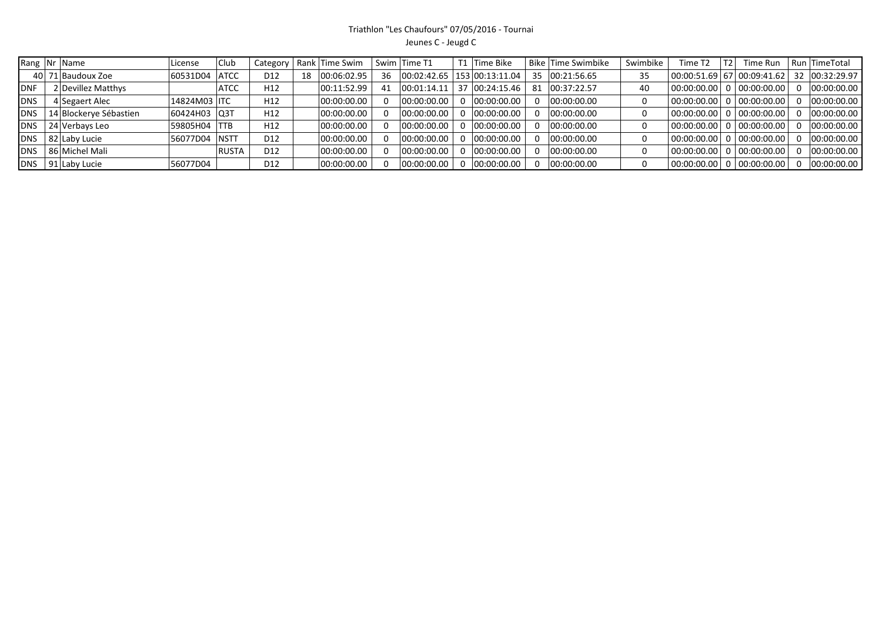Triathlon "Les Chaufours" 07/05/2016 - Tournai

Jeunes C - Jeugd C

| Rang | Nr | Name | License | Club | Category | Rank | Time Swim | Swim | Time T1 | T1 | Time Bike | Bike | Time Swimbike | Swimbike | Time T2 | T2 | Time Run | Run | TimeTotal |
|---|---|---|---|---|---|---|---|---|---|---|---|---|---|---|---|---|---|---|---|
| 40 | 71 | Baudoux Zoe | 60531D04 | ATCC | D12 | 18 | 00:06:02.95 | 36 | 00:02:42.65 | 153 | 00:13:11.04 | 35 | 00:21:56.65 | 35 | 00:00:51.69 | 67 | 00:09:41.62 | 32 | 00:32:29.97 |
| DNF | 2 | Devillez Matthys | | ATCC | H12 | | 00:11:52.99 | 41 | 00:01:14.11 | 37 | 00:24:15.46 | 81 | 00:37:22.57 | 40 | 00:00:00.00 | 0 | 00:00:00.00 | 0 | 00:00:00.00 |
| DNS | 4 | Segaert Alec | 14824M03 | ITC | H12 | | 00:00:00.00 | 0 | 00:00:00.00 | 0 | 00:00:00.00 | 0 | 00:00:00.00 | 0 | 00:00:00.00 | 0 | 00:00:00.00 | 0 | 00:00:00.00 |
| DNS | 14 | Blockerye Sébastien | 60424H03 | Q3T | H12 | | 00:00:00.00 | 0 | 00:00:00.00 | 0 | 00:00:00.00 | 0 | 00:00:00.00 | 0 | 00:00:00.00 | 0 | 00:00:00.00 | 0 | 00:00:00.00 |
| DNS | 24 | Verbays Leo | 59805H04 | TTB | H12 | | 00:00:00.00 | 0 | 00:00:00.00 | 0 | 00:00:00.00 | 0 | 00:00:00.00 | 0 | 00:00:00.00 | 0 | 00:00:00.00 | 0 | 00:00:00.00 |
| DNS | 82 | Laby Lucie | 56077D04 | NSTT | D12 | | 00:00:00.00 | 0 | 00:00:00.00 | 0 | 00:00:00.00 | 0 | 00:00:00.00 | 0 | 00:00:00.00 | 0 | 00:00:00.00 | 0 | 00:00:00.00 |
| DNS | 86 | Michel Mali | | RUSTA | D12 | | 00:00:00.00 | 0 | 00:00:00.00 | 0 | 00:00:00.00 | 0 | 00:00:00.00 | 0 | 00:00:00.00 | 0 | 00:00:00.00 | 0 | 00:00:00.00 |
| DNS | 91 | Laby Lucie | 56077D04 | | D12 | | 00:00:00.00 | 0 | 00:00:00.00 | 0 | 00:00:00.00 | 0 | 00:00:00.00 | 0 | 00:00:00.00 | 0 | 00:00:00.00 | 0 | 00:00:00.00 |